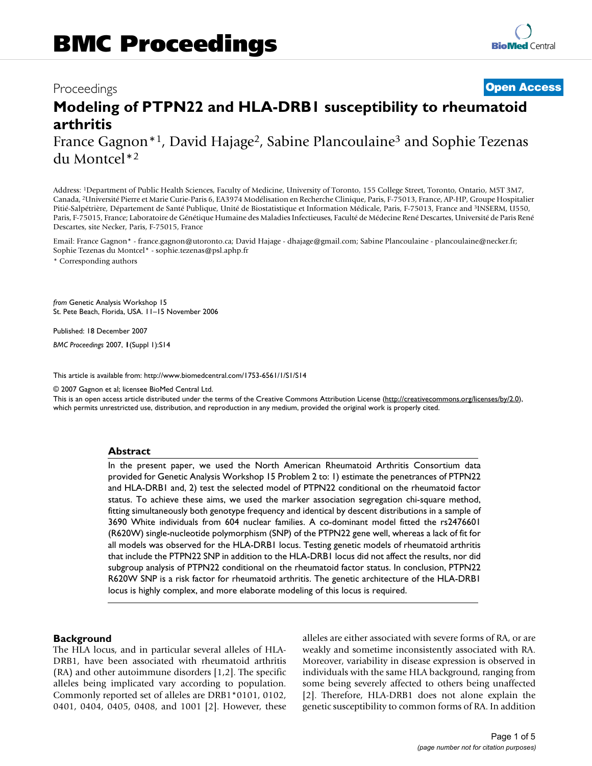# Proceedings **Open Access**

# Modeling of PTPN22 and HLA-DRB1 susceptibility to rheumatoid arthritis

France Gagnon*[1], David Hajage[2], Sabine Plancoulaine[3] and Sophie Tezenas du Montcel*[2]

Address: [1]Department of Public Health Sciences, Faculty of Medicine, University of Toronto, 155 College Street, Toronto, Ontario, M5T 3M7, Canada, [2]Université Pierre et Marie Curie-Paris 6, EA3974 Modélisation en Recherche Clinique, Paris, F-75013, France, AP-HP, Groupe Hospitalier Pitié-Salpêtrière, Département de Santé Publique, Unité de Biostatistique et Information Médicale, Paris, F-75013, France and [3]INSERM, U550, Paris, F-75015, France; Laboratoire de Génétique Humaine des Maladies Infectieuses, Faculté de Médecine René Descartes, Université de Paris René Descartes, site Necker, Paris, F-75015, France

Email: France Gagnon* - france.gagnon@utoronto.ca; David Hajage - dhajage@gmail.com; Sabine Plancoulaine - plancoulaine@necker.fr; Sophie Tezenas du Montcel* - sophie.tezenas@psl.aphp.fr

\* Corresponding authors

*from* Genetic Analysis Workshop 15
St. Pete Beach, Florida, USA. 11–15 November 2006

Published: 18 December 2007

*BMC Proceedings* 2007, **1**(Suppl 1):S14

This article is available from: http://www.biomedcentral.com/1753-6561/1/S1/S14

© 2007 Gagnon et al; licensee BioMed Central Ltd.
This is an open access article distributed under the terms of the Creative Commons Attribution License (http://creativecommons.org/licenses/by/2.0), which permits unrestricted use, distribution, and reproduction in any medium, provided the original work is properly cited.

## Abstract

In the present paper, we used the North American Rheumatoid Arthritis Consortium data provided for Genetic Analysis Workshop 15 Problem 2 to: 1) estimate the penetrances of PTPN22 and HLA-DRB1 and, 2) test the selected model of PTPN22 conditional on the rheumatoid factor status. To achieve these aims, we used the marker association segregation chi-square method, fitting simultaneously both genotype frequency and identical by descent distributions in a sample of 3690 White individuals from 604 nuclear families. A co-dominant model fitted the rs2476601 (R620W) single-nucleotide polymorphism (SNP) of the PTPN22 gene well, whereas a lack of fit for all models was observed for the HLA-DRB1 locus. Testing genetic models of rheumatoid arthritis that include the PTPN22 SNP in addition to the HLA-DRB1 locus did not affect the results, nor did subgroup analysis of PTPN22 conditional on the rheumatoid factor status. In conclusion, PTPN22 R620W SNP is a risk factor for rheumatoid arthritis. The genetic architecture of the HLA-DRB1 locus is highly complex, and more elaborate modeling of this locus is required.

## Background

The HLA locus, and in particular several alleles of HLA-DRB1, have been associated with rheumatoid arthritis (RA) and other autoimmune disorders [1,2]. The specific alleles being implicated vary according to population. Commonly reported set of alleles are DRB1*0101, 0102, 0401, 0404, 0405, 0408, and 1001 [2]. However, these alleles are either associated with severe forms of RA, or are weakly and sometime inconsistently associated with RA. Moreover, variability in disease expression is observed in individuals with the same HLA background, ranging from some being severely affected to others being unaffected [2]. Therefore, HLA-DRB1 does not alone explain the genetic susceptibility to common forms of RA. In addition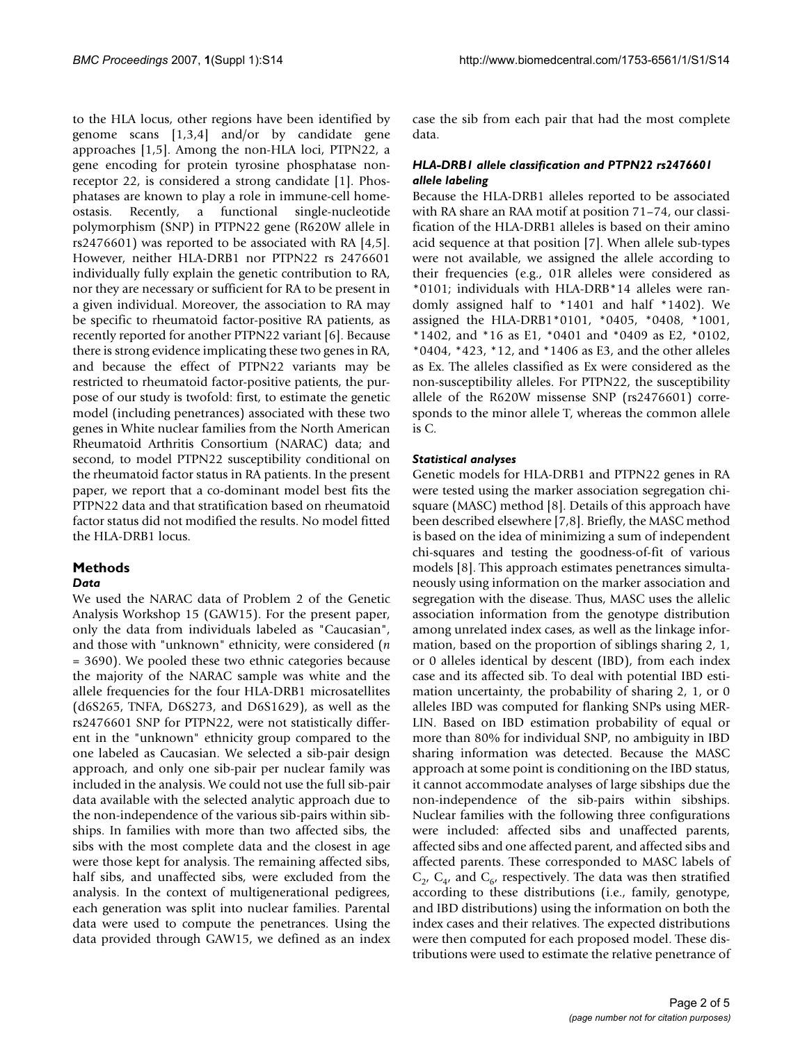to the HLA locus, other regions have been identified by genome scans [1,3,4] and/or by candidate gene approaches [1,5]. Among the non-HLA loci, PTPN22, a gene encoding for protein tyrosine phosphatase non-receptor 22, is considered a strong candidate [1]. Phosphatases are known to play a role in immune-cell homeostasis. Recently, a functional single-nucleotide polymorphism (SNP) in PTPN22 gene (R620W allele in rs2476601) was reported to be associated with RA [4,5]. However, neither HLA-DRB1 nor PTPN22 rs 2476601 individually fully explain the genetic contribution to RA, nor they are necessary or sufficient for RA to be present in a given individual. Moreover, the association to RA may be specific to rheumatoid factor-positive RA patients, as recently reported for another PTPN22 variant [6]. Because there is strong evidence implicating these two genes in RA, and because the effect of PTPN22 variants may be restricted to rheumatoid factor-positive patients, the purpose of our study is twofold: first, to estimate the genetic model (including penetrances) associated with these two genes in White nuclear families from the North American Rheumatoid Arthritis Consortium (NARAC) data; and second, to model PTPN22 susceptibility conditional on the rheumatoid factor status in RA patients. In the present paper, we report that a co-dominant model best fits the PTPN22 data and that stratification based on rheumatoid factor status did not modified the results. No model fitted the HLA-DRB1 locus.

## Methods

### *Data*

We used the NARAC data of Problem 2 of the Genetic Analysis Workshop 15 (GAW15). For the present paper, only the data from individuals labeled as "Caucasian", and those with "unknown" ethnicity, were considered ($n$ = 3690). We pooled these two ethnic categories because the majority of the NARAC sample was white and the allele frequencies for the four HLA-DRB1 microsatellites (d6S265, TNFA, D6S273, and D6S1629), as well as the rs2476601 SNP for PTPN22, were not statistically different in the "unknown" ethnicity group compared to the one labeled as Caucasian. We selected a sib-pair design approach, and only one sib-pair per nuclear family was included in the analysis. We could not use the full sib-pair data available with the selected analytic approach due to the non-independence of the various sib-pairs within sibships. In families with more than two affected sibs, the sibs with the most complete data and the closest in age were those kept for analysis. The remaining affected sibs, half sibs, and unaffected sibs, were excluded from the analysis. In the context of multigenerational pedigrees, each generation was split into nuclear families. Parental data were used to compute the penetrances. Using the data provided through GAW15, we defined as an index case the sib from each pair that had the most complete data.

### *HLA-DRB1 allele classification and PTPN22 rs2476601 allele labeling*

Because the HLA-DRB1 alleles reported to be associated with RA share an RAA motif at position 71–74, our classification of the HLA-DRB1 alleles is based on their amino acid sequence at that position [7]. When allele sub-types were not available, we assigned the allele according to their frequencies (e.g., 01R alleles were considered as *0101; individuals with HLA-DRB*14 alleles were randomly assigned half to *1401 and half *1402). We assigned the HLA-DRB1*0101, *0405, *0408, *1001, *1402, and *16 as E1, *0401 and *0409 as E2, *0102, *0404, *423, *12, and *1406 as E3, and the other alleles as Ex. The alleles classified as Ex were considered as the non-susceptibility alleles. For PTPN22, the susceptibility allele of the R620W missense SNP (rs2476601) corresponds to the minor allele T, whereas the common allele is C.

### *Statistical analyses*

Genetic models for HLA-DRB1 and PTPN22 genes in RA were tested using the marker association segregation chi-square (MASC) method [8]. Details of this approach have been described elsewhere [7,8]. Briefly, the MASC method is based on the idea of minimizing a sum of independent chi-squares and testing the goodness-of-fit of various models [8]. This approach estimates penetrances simultaneously using information on the marker association and segregation with the disease. Thus, MASC uses the allelic association information from the genotype distribution among unrelated index cases, as well as the linkage information, based on the proportion of siblings sharing 2, 1, or 0 alleles identical by descent (IBD), from each index case and its affected sib. To deal with potential IBD estimation uncertainty, the probability of sharing 2, 1, or 0 alleles IBD was computed for flanking SNPs using MERLIN. Based on IBD estimation probability of equal or more than 80% for individual SNP, no ambiguity in IBD sharing information was detected. Because the MASC approach at some point is conditioning on the IBD status, it cannot accommodate analyses of large sibships due the non-independence of the sib-pairs within sibships. Nuclear families with the following three configurations were included: affected sibs and unaffected parents, affected sibs and one affected parent, and affected sibs and affected parents. These corresponded to MASC labels of $C_2$, $C_4$, and $C_6$, respectively. The data was then stratified according to these distributions (i.e., family, genotype, and IBD distributions) using the information on both the index cases and their relatives. The expected distributions were then computed for each proposed model. These distributions were used to estimate the relative penetrance of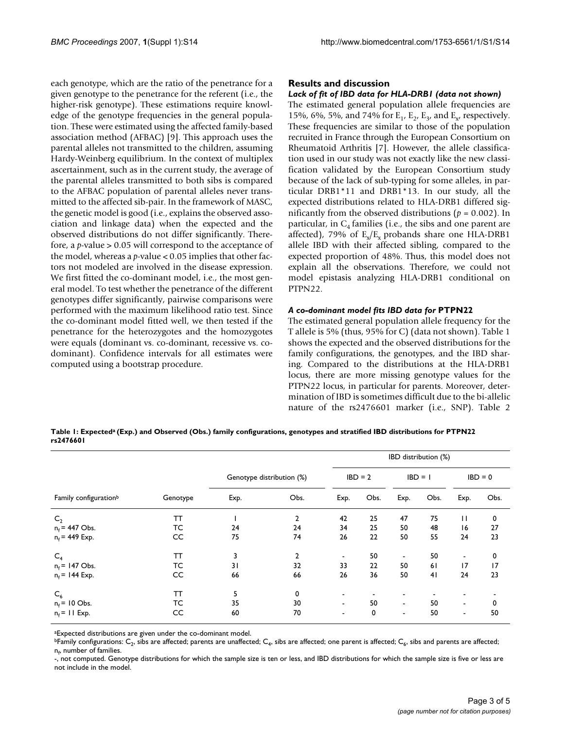each genotype, which are the ratio of the penetrance for a given genotype to the penetrance for the referent (i.e., the higher-risk genotype). These estimations require knowledge of the genotype frequencies in the general population. These were estimated using the affected family-based association method (AFBAC) [9]. This approach uses the parental alleles not transmitted to the children, assuming Hardy-Weinberg equilibrium. In the context of multiplex ascertainment, such as in the current study, the average of the parental alleles transmitted to both sibs is compared to the AFBAC population of parental alleles never transmitted to the affected sib-pair. In the framework of MASC, the genetic model is good (i.e., explains the observed association and linkage data) when the expected and the observed distributions do not differ significantly. Therefore, a *p*-value > 0.05 will correspond to the acceptance of the model, whereas a *p*-value < 0.05 implies that other factors not modeled are involved in the disease expression. We first fitted the co-dominant model, i.e., the most general model. To test whether the penetrance of the different genotypes differ significantly, pairwise comparisons were performed with the maximum likelihood ratio test. Since the co-dominant model fitted well, we then tested if the penetrance for the heterozygotes and the homozygotes were equals (dominant vs. co-dominant, recessive vs. co-dominant). Confidence intervals for all estimates were computed using a bootstrap procedure.

## Results and discussion

### *Lack of fit of IBD data for HLA-DRB1 (data not shown)*

The estimated general population allele frequencies are 15%, 6%, 5%, and 74% for $E_1$, $E_2$, $E_3$, and $E_x$, respectively. These frequencies are similar to those of the population recruited in France through the European Consortium on Rheumatoid Arthritis [7]. However, the allele classification used in our study was not exactly like the new classification validated by the European Consortium study because of the lack of sub-typing for some alleles, in particular DRB1*11 and DRB1*13. In our study, all the expected distributions related to HLA-DRB1 differed significantly from the observed distributions ($p = 0.002$). In particular, in $C_4$ families (i.e., the sibs and one parent are affected), 79% of $E_x/E_x$ probands share one HLA-DRB1 allele IBD with their affected sibling, compared to the expected proportion of 48%. Thus, this model does not explain all the observations. Therefore, we could not model epistasis analyzing HLA-DRB1 conditional on PTPN22.

### *A co-dominant model fits IBD data for* **PTPN22**

The estimated general population allele frequency for the T allele is 5% (thus, 95% for C) (data not shown). Table 1 shows the expected and the observed distributions for the family configurations, the genotypes, and the IBD sharing. Compared to the distributions at the HLA-DRB1 locus, there are more missing genotype values for the PTPN22 locus, in particular for parents. Moreover, determination of IBD is sometimes difficult due to the bi-allelic nature of the rs2476601 marker (i.e., SNP). Table 2

**Table 1: Expected[a] (Exp.) and Observed (Obs.) family configurations, genotypes and stratified IBD distributions for PTPN22 rs2476601**

| | | | | IBD distribution (%) | | | | | |
|---|---|---|---|---|---|---|---|---|---|
| | | Genotype distribution (%) | | IBD = 2 | | IBD = 1 | | IBD = 0 | |
| Family configuration[b] | Genotype | Exp. | Obs. | Exp. | Obs. | Exp. | Obs. | Exp. | Obs. |
| $C_2$ | TT | 1 | 2 | 42 | 25 | 47 | 75 | 11 | 0 |
| $n_f$ = 447 Obs. | TC | 24 | 24 | 34 | 25 | 50 | 48 | 16 | 27 |
| $n_f$ = 449 Exp. | CC | 75 | 74 | 26 | 22 | 50 | 55 | 24 | 23 |
| $C_4$ | TT | 3 | 2 | - | 50 | - | 50 | - | 0 |
| $n_f$ = 147 Obs. | TC | 31 | 32 | 33 | 22 | 50 | 61 | 17 | 17 |
| $n_f$ = 144 Exp. | CC | 66 | 66 | 26 | 36 | 50 | 41 | 24 | 23 |
| $C_6$ | TT | 5 | 0 | - | - | - | - | - | - |
| $n_f$ = 10 Obs. | TC | 35 | 30 | - | 50 | - | 50 | - | 0 |
| $n_f$ = 11 Exp. | CC | 60 | 70 | - | 0 | - | 50 | - | 50 |

[a]Expected distributions are given under the co-dominant model.

[b]Family configurations: $C_2$, sibs are affected; parents are unaffected; $C_4$, sibs are affected; one parent is affected; $C_6$, sibs and parents are affected; $n_f$, number of families.

-, not computed. Genotype distributions for which the sample size is ten or less, and IBD distributions for which the sample size is five or less are not include in the model.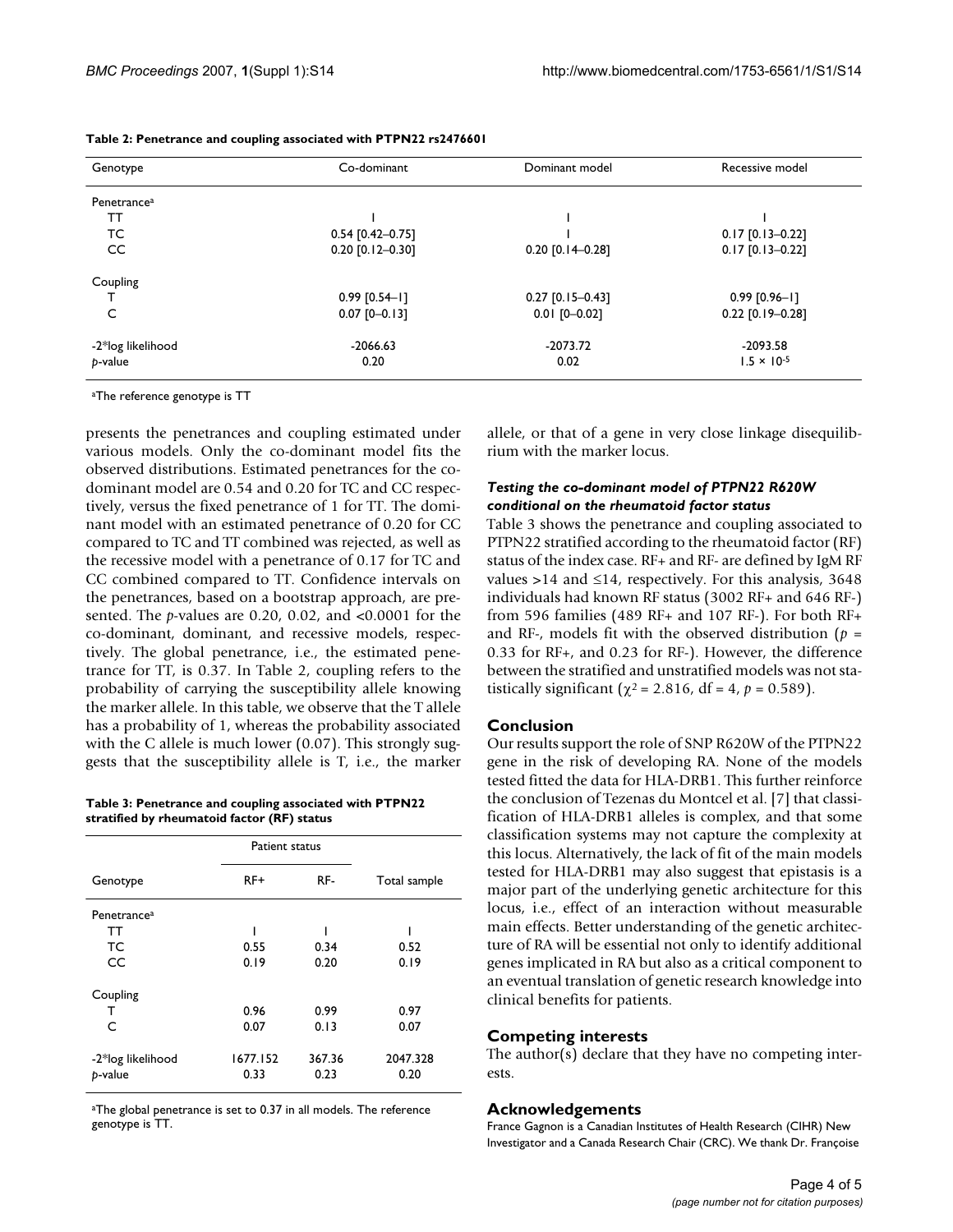**Table 2: Penetrance and coupling associated with PTPN22 rs2476601**

| Genotype | Co-dominant | Dominant model | Recessive model |
|---|---|---|---|
| Penetrance[a] | | | |
| TT | 1 | 1 | 1 |
| TC | 0.54 [0.42–0.75] | 1 | 0.17 [0.13–0.22] |
| CC | 0.20 [0.12–0.30] | 0.20 [0.14–0.28] | 0.17 [0.13–0.22] |
| Coupling | | | |
| T | 0.99 [0.54–1] | 0.27 [0.15–0.43] | 0.99 [0.96–1] |
| C | 0.07 [0–0.13] | 0.01 [0–0.02] | 0.22 [0.19–0.28] |
| -2*log likelihood | -2066.63 | -2073.72 | -2093.58 |
| *p*-value | 0.20 | 0.02 | $1.5 \times 10^{-5}$ |

[a]The reference genotype is TT

presents the penetrances and coupling estimated under various models. Only the co-dominant model fits the observed distributions. Estimated penetrances for the co-dominant model are 0.54 and 0.20 for TC and CC respectively, versus the fixed penetrance of 1 for TT. The dominant model with an estimated penetrance of 0.20 for CC compared to TC and TT combined was rejected, as well as the recessive model with a penetrance of 0.17 for TC and CC combined compared to TT. Confidence intervals on the penetrances, based on a bootstrap approach, are presented. The *p*-values are 0.20, 0.02, and <0.0001 for the co-dominant, dominant, and recessive models, respectively. The global penetrance, i.e., the estimated penetrance for TT, is 0.37. In Table 2, coupling refers to the probability of carrying the susceptibility allele knowing the marker allele. In this table, we observe that the T allele has a probability of 1, whereas the probability associated with the C allele is much lower (0.07). This strongly suggests that the susceptibility allele is T, i.e., the marker allele, or that of a gene in very close linkage disequilibrium with the marker locus.

**Table 3: Penetrance and coupling associated with PTPN22 stratified by rheumatoid factor (RF) status**

| | Patient status | | |
|---|---|---|---|
| Genotype | RF+ | RF- | Total sample |
| Penetrance[a] | | | |
| TT | 1 | 1 | 1 |
| TC | 0.55 | 0.34 | 0.52 |
| CC | 0.19 | 0.20 | 0.19 |
| Coupling | | | |
| T | 0.96 | 0.99 | 0.97 |
| C | 0.07 | 0.13 | 0.07 |
| -2*log likelihood | 1677.152 | 367.36 | 2047.328 |
| *p*-value | 0.33 | 0.23 | 0.20 |

[a]The global penetrance is set to 0.37 in all models. The reference genotype is TT.

### *Testing the co-dominant model of PTPN22 R620W conditional on the rheumatoid factor status*

Table 3 shows the penetrance and coupling associated to PTPN22 stratified according to the rheumatoid factor (RF) status of the index case. RF+ and RF- are defined by IgM RF values >14 and ≤14, respectively. For this analysis, 3648 individuals had known RF status (3002 RF+ and 646 RF-) from 596 families (489 RF+ and 107 RF-). For both RF+ and RF-, models fit with the observed distribution ($p$ = 0.33 for RF+, and 0.23 for RF-). However, the difference between the stratified and unstratified models was not statistically significant ($\chi^2 = 2.816$, df = 4, $p = 0.589$).

## Conclusion

Our results support the role of SNP R620W of the PTPN22 gene in the risk of developing RA. None of the models tested fitted the data for HLA-DRB1. This further reinforce the conclusion of Tezenas du Montcel et al. [7] that classification of HLA-DRB1 alleles is complex, and that some classification systems may not capture the complexity at this locus. Alternatively, the lack of fit of the main models tested for HLA-DRB1 may also suggest that epistasis is a major part of the underlying genetic architecture for this locus, i.e., effect of an interaction without measurable main effects. Better understanding of the genetic architecture of RA will be essential not only to identify additional genes implicated in RA but also as a critical component to an eventual translation of genetic research knowledge into clinical benefits for patients.

## Competing interests

The author(s) declare that they have no competing interests.

## Acknowledgements

France Gagnon is a Canadian Institutes of Health Research (CIHR) New Investigator and a Canada Research Chair (CRC). We thank Dr. Françoise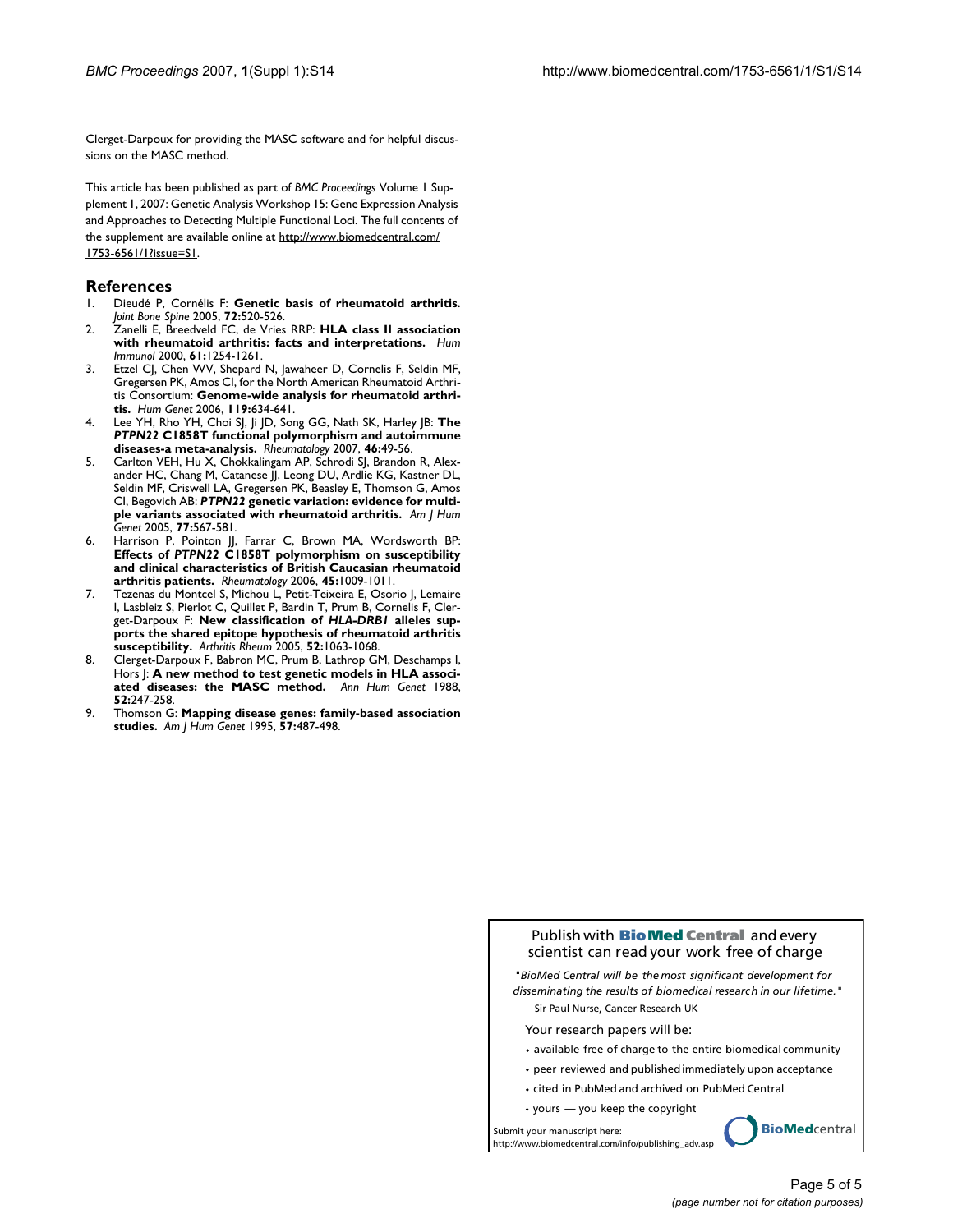Clerget-Darpoux for providing the MASC software and for helpful discussions on the MASC method.

This article has been published as part of *BMC Proceedings* Volume 1 Supplement 1, 2007: Genetic Analysis Workshop 15: Gene Expression Analysis and Approaches to Detecting Multiple Functional Loci. The full contents of the supplement are available online at http://www.biomedcentral.com/1753-6561/1?issue=S1.

## References

1. Dieudé P, Cornélis F: **Genetic basis of rheumatoid arthritis.** *Joint Bone Spine* 2005, **72:**520-526.
2. Zanelli E, Breedveld FC, de Vries RRP: **HLA class II association with rheumatoid arthritis: facts and interpretations.** *Hum Immunol* 2000, **61:**1254-1261.
3. Etzel CJ, Chen WV, Shepard N, Jawaheer D, Cornelis F, Seldin MF, Gregersen PK, Amos CI, for the North American Rheumatoid Arthritis Consortium: **Genome-wide analysis for rheumatoid arthritis.** *Hum Genet* 2006, **119:**634-641.
4. Lee YH, Rho YH, Choi SJ, Ji JD, Song GG, Nath SK, Harley JB: **The *PTPN22* C1858T functional polymorphism and autoimmune diseases-a meta-analysis.** *Rheumatology* 2007, **46:**49-56.
5. Carlton VEH, Hu X, Chokkalingam AP, Schrodi SJ, Brandon R, Alexander HC, Chang M, Catanese JJ, Leong DU, Ardlie KG, Kastner DL, Seldin MF, Criswell LA, Gregersen PK, Beasley E, Thomson G, Amos CI, Begovich AB: ***PTPN22* genetic variation: evidence for multiple variants associated with rheumatoid arthritis.** *Am J Hum Genet* 2005, **77:**567-581.
6. Harrison P, Pointon JJ, Farrar C, Brown MA, Wordsworth BP: **Effects of *PTPN22* C1858T polymorphism on susceptibility and clinical characteristics of British Caucasian rheumatoid arthritis patients.** *Rheumatology* 2006, **45:**1009-1011.
7. Tezenas du Montcel S, Michou L, Petit-Teixeira E, Osorio J, Lemaire I, Lasbleiz S, Pierlot C, Quillet P, Bardin T, Prum B, Cornelis F, Clerget-Darpoux F: **New classification of *HLA-DRB1* alleles supports the shared epitope hypothesis of rheumatoid arthritis susceptibility.** *Arthritis Rheum* 2005, **52:**1063-1068.
8. Clerget-Darpoux F, Babron MC, Prum B, Lathrop GM, Deschamps I, Hors J: **A new method to test genetic models in HLA associated diseases: the MASC method.** *Ann Hum Genet* 1988, **52:**247-258.
9. Thomson G: **Mapping disease genes: family-based association studies.** *Am J Hum Genet* 1995, **57:**487-498.